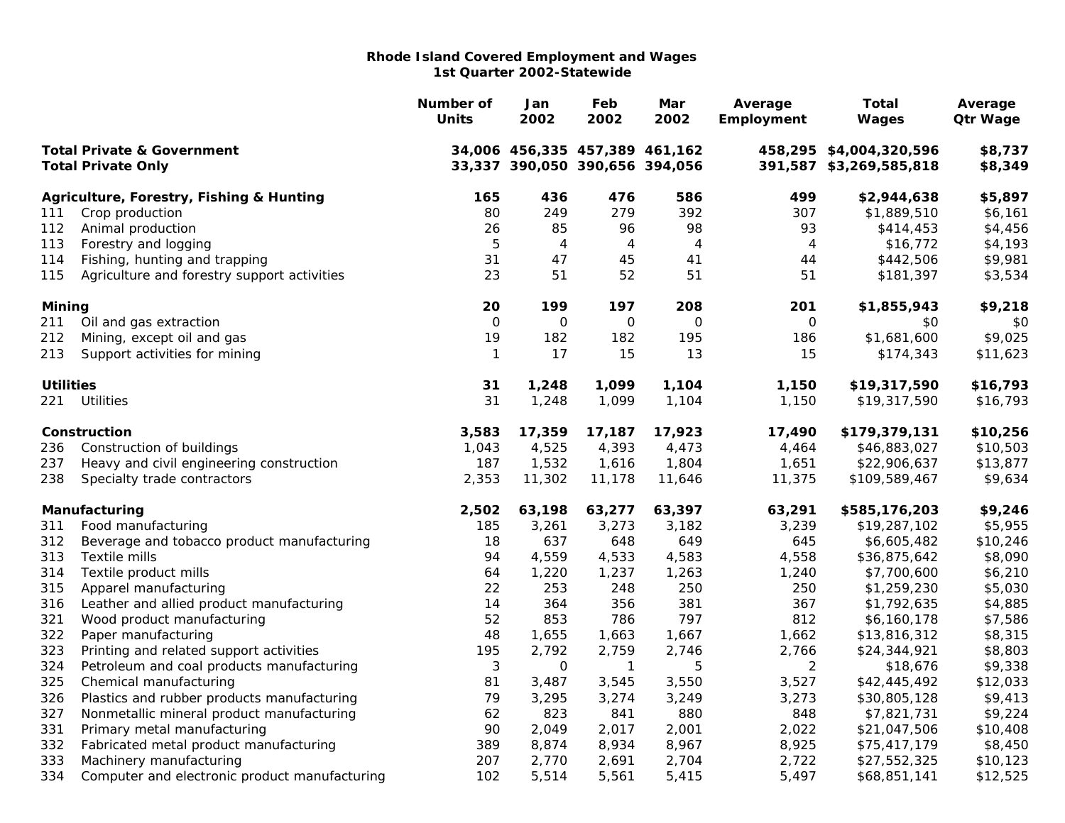**Rhode Island Covered Employment and Wages**
**1st Quarter 2002-Statewide**

| | | Number of Units | Jan 2002 | Feb 2002 | Mar 2002 | Average Employment | Total Wages | Average Qtr Wage |
|---|---|---|---|---|---|---|---|---|
| **Total Private & Government** | | **34,006** | **456,335** | **457,389** | **461,162** | **458,295** | **$4,004,320,596** | **$8,737** |
| **Total Private Only** | | **33,337** | **390,050** | **390,656** | **394,056** | **391,587** | **$3,269,585,818** | **$8,349** |
| **Agriculture, Forestry, Fishing & Hunting** | | **165** | **436** | **476** | **586** | **499** | **$2,944,638** | **$5,897** |
| 111 | Crop production | 80 | 249 | 279 | 392 | 307 | $1,889,510 | $6,161 |
| 112 | Animal production | 26 | 85 | 96 | 98 | 93 | $414,453 | $4,456 |
| 113 | Forestry and logging | 5 | 4 | 4 | 4 | 4 | $16,772 | $4,193 |
| 114 | Fishing, hunting and trapping | 31 | 47 | 45 | 41 | 44 | $442,506 | $9,981 |
| 115 | Agriculture and forestry support activities | 23 | 51 | 52 | 51 | 51 | $181,397 | $3,534 |
| **Mining** | | **20** | **199** | **197** | **208** | **201** | **$1,855,943** | **$9,218** |
| 211 | Oil and gas extraction | 0 | 0 | 0 | 0 | 0 | $0 | $0 |
| 212 | Mining, except oil and gas | 19 | 182 | 182 | 195 | 186 | $1,681,600 | $9,025 |
| 213 | Support activities for mining | 1 | 17 | 15 | 13 | 15 | $174,343 | $11,623 |
| **Utilities** | | **31** | **1,248** | **1,099** | **1,104** | **1,150** | **$19,317,590** | **$16,793** |
| 221 | Utilities | 31 | 1,248 | 1,099 | 1,104 | 1,150 | $19,317,590 | $16,793 |
| **Construction** | | **3,583** | **17,359** | **17,187** | **17,923** | **17,490** | **$179,379,131** | **$10,256** |
| 236 | Construction of buildings | 1,043 | 4,525 | 4,393 | 4,473 | 4,464 | $46,883,027 | $10,503 |
| 237 | Heavy and civil engineering construction | 187 | 1,532 | 1,616 | 1,804 | 1,651 | $22,906,637 | $13,877 |
| 238 | Specialty trade contractors | 2,353 | 11,302 | 11,178 | 11,646 | 11,375 | $109,589,467 | $9,634 |
| **Manufacturing** | | **2,502** | **63,198** | **63,277** | **63,397** | **63,291** | **$585,176,203** | **$9,246** |
| 311 | Food manufacturing | 185 | 3,261 | 3,273 | 3,182 | 3,239 | $19,287,102 | $5,955 |
| 312 | Beverage and tobacco product manufacturing | 18 | 637 | 648 | 649 | 645 | $6,605,482 | $10,246 |
| 313 | Textile mills | 94 | 4,559 | 4,533 | 4,583 | 4,558 | $36,875,642 | $8,090 |
| 314 | Textile product mills | 64 | 1,220 | 1,237 | 1,263 | 1,240 | $7,700,600 | $6,210 |
| 315 | Apparel manufacturing | 22 | 253 | 248 | 250 | 250 | $1,259,230 | $5,030 |
| 316 | Leather and allied product manufacturing | 14 | 364 | 356 | 381 | 367 | $1,792,635 | $4,885 |
| 321 | Wood product manufacturing | 52 | 853 | 786 | 797 | 812 | $6,160,178 | $7,586 |
| 322 | Paper manufacturing | 48 | 1,655 | 1,663 | 1,667 | 1,662 | $13,816,312 | $8,315 |
| 323 | Printing and related support activities | 195 | 2,792 | 2,759 | 2,746 | 2,766 | $24,344,921 | $8,803 |
| 324 | Petroleum and coal products manufacturing | 3 | 0 | 1 | 5 | 2 | $18,676 | $9,338 |
| 325 | Chemical manufacturing | 81 | 3,487 | 3,545 | 3,550 | 3,527 | $42,445,492 | $12,033 |
| 326 | Plastics and rubber products manufacturing | 79 | 3,295 | 3,274 | 3,249 | 3,273 | $30,805,128 | $9,413 |
| 327 | Nonmetallic mineral product manufacturing | 62 | 823 | 841 | 880 | 848 | $7,821,731 | $9,224 |
| 331 | Primary metal manufacturing | 90 | 2,049 | 2,017 | 2,001 | 2,022 | $21,047,506 | $10,408 |
| 332 | Fabricated metal product manufacturing | 389 | 8,874 | 8,934 | 8,967 | 8,925 | $75,417,179 | $8,450 |
| 333 | Machinery manufacturing | 207 | 2,770 | 2,691 | 2,704 | 2,722 | $27,552,325 | $10,123 |
| 334 | Computer and electronic product manufacturing | 102 | 5,514 | 5,561 | 5,415 | 5,497 | $68,851,141 | $12,525 |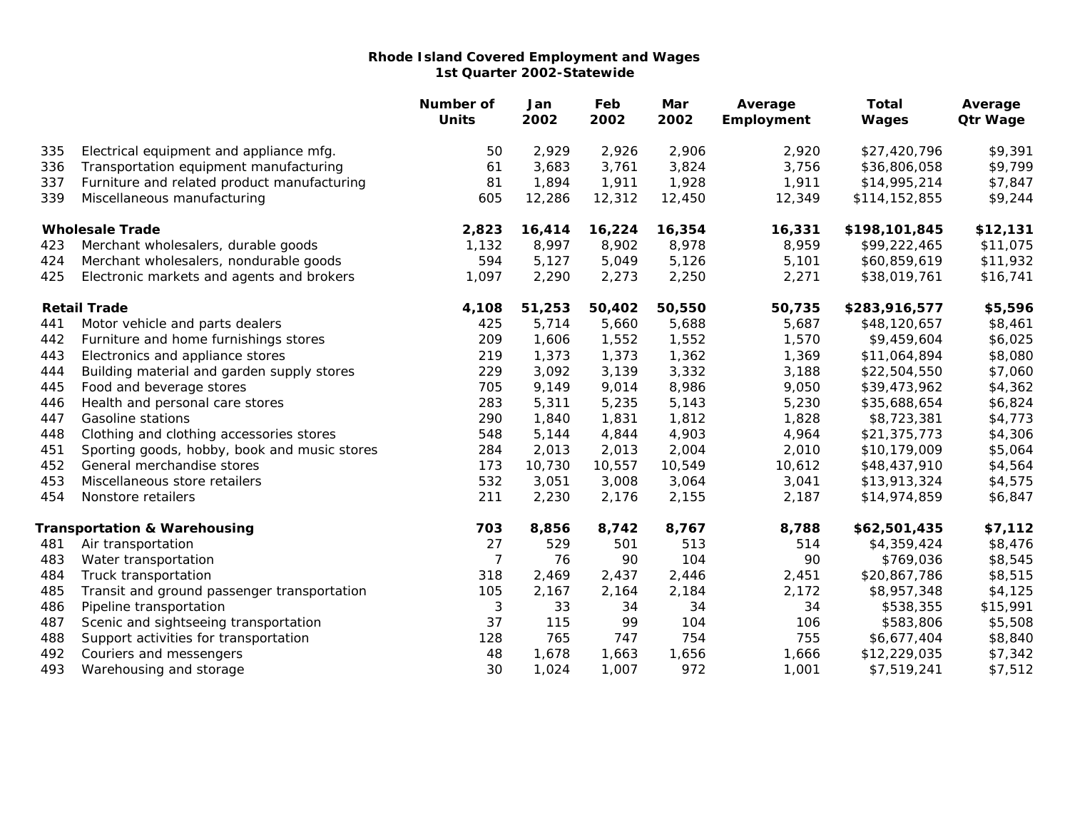**Rhode Island Covered Employment and Wages**
**1st Quarter 2002-Statewide**

| | | Number of Units | Jan 2002 | Feb 2002 | Mar 2002 | Average Employment | Total Wages | Average Qtr Wage |
|---|---|---|---|---|---|---|---|---|
| 335 | Electrical equipment and appliance mfg. | 50 | 2,929 | 2,926 | 2,906 | 2,920 | $27,420,796 | $9,391 |
| 336 | Transportation equipment manufacturing | 61 | 3,683 | 3,761 | 3,824 | 3,756 | $36,806,058 | $9,799 |
| 337 | Furniture and related product manufacturing | 81 | 1,894 | 1,911 | 1,928 | 1,911 | $14,995,214 | $7,847 |
| 339 | Miscellaneous manufacturing | 605 | 12,286 | 12,312 | 12,450 | 12,349 | $114,152,855 | $9,244 |
| | **Wholesale Trade** | **2,823** | **16,414** | **16,224** | **16,354** | **16,331** | **$198,101,845** | **$12,131** |
| 423 | Merchant wholesalers, durable goods | 1,132 | 8,997 | 8,902 | 8,978 | 8,959 | $99,222,465 | $11,075 |
| 424 | Merchant wholesalers, nondurable goods | 594 | 5,127 | 5,049 | 5,126 | 5,101 | $60,859,619 | $11,932 |
| 425 | Electronic markets and agents and brokers | 1,097 | 2,290 | 2,273 | 2,250 | 2,271 | $38,019,761 | $16,741 |
| | **Retail Trade** | **4,108** | **51,253** | **50,402** | **50,550** | **50,735** | **$283,916,577** | **$5,596** |
| 441 | Motor vehicle and parts dealers | 425 | 5,714 | 5,660 | 5,688 | 5,687 | $48,120,657 | $8,461 |
| 442 | Furniture and home furnishings stores | 209 | 1,606 | 1,552 | 1,552 | 1,570 | $9,459,604 | $6,025 |
| 443 | Electronics and appliance stores | 219 | 1,373 | 1,373 | 1,362 | 1,369 | $11,064,894 | $8,080 |
| 444 | Building material and garden supply stores | 229 | 3,092 | 3,139 | 3,332 | 3,188 | $22,504,550 | $7,060 |
| 445 | Food and beverage stores | 705 | 9,149 | 9,014 | 8,986 | 9,050 | $39,473,962 | $4,362 |
| 446 | Health and personal care stores | 283 | 5,311 | 5,235 | 5,143 | 5,230 | $35,688,654 | $6,824 |
| 447 | Gasoline stations | 290 | 1,840 | 1,831 | 1,812 | 1,828 | $8,723,381 | $4,773 |
| 448 | Clothing and clothing accessories stores | 548 | 5,144 | 4,844 | 4,903 | 4,964 | $21,375,773 | $4,306 |
| 451 | Sporting goods, hobby, book and music stores | 284 | 2,013 | 2,013 | 2,004 | 2,010 | $10,179,009 | $5,064 |
| 452 | General merchandise stores | 173 | 10,730 | 10,557 | 10,549 | 10,612 | $48,437,910 | $4,564 |
| 453 | Miscellaneous store retailers | 532 | 3,051 | 3,008 | 3,064 | 3,041 | $13,913,324 | $4,575 |
| 454 | Nonstore retailers | 211 | 2,230 | 2,176 | 2,155 | 2,187 | $14,974,859 | $6,847 |
| | **Transportation & Warehousing** | **703** | **8,856** | **8,742** | **8,767** | **8,788** | **$62,501,435** | **$7,112** |
| 481 | Air transportation | 27 | 529 | 501 | 513 | 514 | $4,359,424 | $8,476 |
| 483 | Water transportation | 7 | 76 | 90 | 104 | 90 | $769,036 | $8,545 |
| 484 | Truck transportation | 318 | 2,469 | 2,437 | 2,446 | 2,451 | $20,867,786 | $8,515 |
| 485 | Transit and ground passenger transportation | 105 | 2,167 | 2,164 | 2,184 | 2,172 | $8,957,348 | $4,125 |
| 486 | Pipeline transportation | 3 | 33 | 34 | 34 | 34 | $538,355 | $15,991 |
| 487 | Scenic and sightseeing transportation | 37 | 115 | 99 | 104 | 106 | $583,806 | $5,508 |
| 488 | Support activities for transportation | 128 | 765 | 747 | 754 | 755 | $6,677,404 | $8,840 |
| 492 | Couriers and messengers | 48 | 1,678 | 1,663 | 1,656 | 1,666 | $12,229,035 | $7,342 |
| 493 | Warehousing and storage | 30 | 1,024 | 1,007 | 972 | 1,001 | $7,519,241 | $7,512 |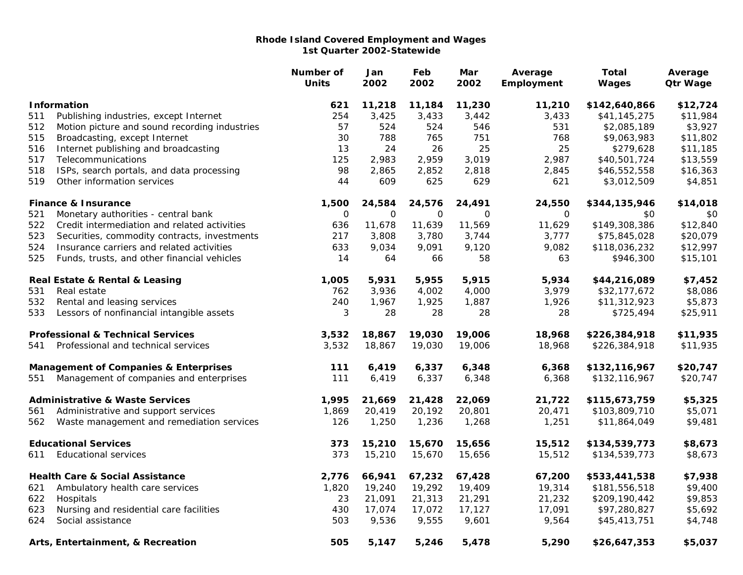**Rhode Island Covered Employment and Wages**
**1st Quarter 2002-Statewide**

| | | Number of Units | Jan 2002 | Feb 2002 | Mar 2002 | Average Employment | Total Wages | Average Qtr Wage |
|---|---|---|---|---|---|---|---|---|
| **Information** | | **621** | **11,218** | **11,184** | **11,230** | **11,210** | **$142,640,866** | **$12,724** |
| 511 | Publishing industries, except Internet | 254 | 3,425 | 3,433 | 3,442 | 3,433 | $41,145,275 | $11,984 |
| 512 | Motion picture and sound recording industries | 57 | 524 | 524 | 546 | 531 | $2,085,189 | $3,927 |
| 515 | Broadcasting, except Internet | 30 | 788 | 765 | 751 | 768 | $9,063,983 | $11,802 |
| 516 | Internet publishing and broadcasting | 13 | 24 | 26 | 25 | 25 | $279,628 | $11,185 |
| 517 | Telecommunications | 125 | 2,983 | 2,959 | 3,019 | 2,987 | $40,501,724 | $13,559 |
| 518 | ISPs, search portals, and data processing | 98 | 2,865 | 2,852 | 2,818 | 2,845 | $46,552,558 | $16,363 |
| 519 | Other information services | 44 | 609 | 625 | 629 | 621 | $3,012,509 | $4,851 |
| **Finance & Insurance** | | **1,500** | **24,584** | **24,576** | **24,491** | **24,550** | **$344,135,946** | **$14,018** |
| 521 | Monetary authorities - central bank | 0 | 0 | 0 | 0 | 0 | $0 | $0 |
| 522 | Credit intermediation and related activities | 636 | 11,678 | 11,639 | 11,569 | 11,629 | $149,308,386 | $12,840 |
| 523 | Securities, commodity contracts, investments | 217 | 3,808 | 3,780 | 3,744 | 3,777 | $75,845,028 | $20,079 |
| 524 | Insurance carriers and related activities | 633 | 9,034 | 9,091 | 9,120 | 9,082 | $118,036,232 | $12,997 |
| 525 | Funds, trusts, and other financial vehicles | 14 | 64 | 66 | 58 | 63 | $946,300 | $15,101 |
| **Real Estate & Rental & Leasing** | | **1,005** | **5,931** | **5,955** | **5,915** | **5,934** | **$44,216,089** | **$7,452** |
| 531 | Real estate | 762 | 3,936 | 4,002 | 4,000 | 3,979 | $32,177,672 | $8,086 |
| 532 | Rental and leasing services | 240 | 1,967 | 1,925 | 1,887 | 1,926 | $11,312,923 | $5,873 |
| 533 | Lessors of nonfinancial intangible assets | 3 | 28 | 28 | 28 | 28 | $725,494 | $25,911 |
| **Professional & Technical Services** | | **3,532** | **18,867** | **19,030** | **19,006** | **18,968** | **$226,384,918** | **$11,935** |
| 541 | Professional and technical services | 3,532 | 18,867 | 19,030 | 19,006 | 18,968 | $226,384,918 | $11,935 |
| **Management of Companies & Enterprises** | | **111** | **6,419** | **6,337** | **6,348** | **6,368** | **$132,116,967** | **$20,747** |
| 551 | Management of companies and enterprises | 111 | 6,419 | 6,337 | 6,348 | 6,368 | $132,116,967 | $20,747 |
| **Administrative & Waste Services** | | **1,995** | **21,669** | **21,428** | **22,069** | **21,722** | **$115,673,759** | **$5,325** |
| 561 | Administrative and support services | 1,869 | 20,419 | 20,192 | 20,801 | 20,471 | $103,809,710 | $5,071 |
| 562 | Waste management and remediation services | 126 | 1,250 | 1,236 | 1,268 | 1,251 | $11,864,049 | $9,481 |
| **Educational Services** | | **373** | **15,210** | **15,670** | **15,656** | **15,512** | **$134,539,773** | **$8,673** |
| 611 | Educational services | 373 | 15,210 | 15,670 | 15,656 | 15,512 | $134,539,773 | $8,673 |
| **Health Care & Social Assistance** | | **2,776** | **66,941** | **67,232** | **67,428** | **67,200** | **$533,441,538** | **$7,938** |
| 621 | Ambulatory health care services | 1,820 | 19,240 | 19,292 | 19,409 | 19,314 | $181,556,518 | $9,400 |
| 622 | Hospitals | 23 | 21,091 | 21,313 | 21,291 | 21,232 | $209,190,442 | $9,853 |
| 623 | Nursing and residential care facilities | 430 | 17,074 | 17,072 | 17,127 | 17,091 | $97,280,827 | $5,692 |
| 624 | Social assistance | 503 | 9,536 | 9,555 | 9,601 | 9,564 | $45,413,751 | $4,748 |
| **Arts, Entertainment, & Recreation** | | **505** | **5,147** | **5,246** | **5,478** | **5,290** | **$26,647,353** | **$5,037** |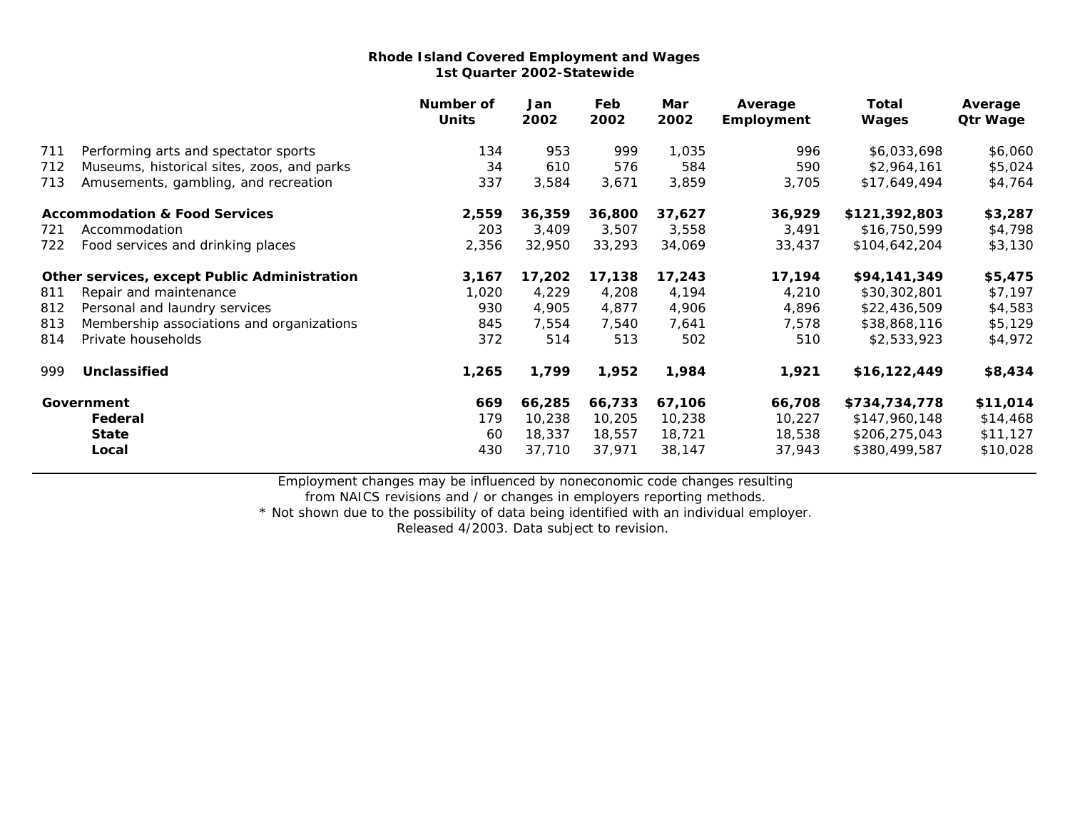**Rhode Island Covered Employment and Wages**
**1st Quarter 2002-Statewide**

| | | Number of Units | Jan 2002 | Feb 2002 | Mar 2002 | Average Employment | Total Wages | Average Qtr Wage |
|---|---|---|---|---|---|---|---|---|
| 711 | Performing arts and spectator sports | 134 | 953 | 999 | 1,035 | 996 | $6,033,698 | $6,060 |
| 712 | Museums, historical sites, zoos, and parks | 34 | 610 | 576 | 584 | 590 | $2,964,161 | $5,024 |
| 713 | Amusements, gambling, and recreation | 337 | 3,584 | 3,671 | 3,859 | 3,705 | $17,649,494 | $4,764 |
| | **Accommodation & Food Services** | **2,559** | **36,359** | **36,800** | **37,627** | **36,929** | **$121,392,803** | **$3,287** |
| 721 | Accommodation | 203 | 3,409 | 3,507 | 3,558 | 3,491 | $16,750,599 | $4,798 |
| 722 | Food services and drinking places | 2,356 | 32,950 | 33,293 | 34,069 | 33,437 | $104,642,204 | $3,130 |
| | **Other services, except Public Administration** | **3,167** | **17,202** | **17,138** | **17,243** | **17,194** | **$94,141,349** | **$5,475** |
| 811 | Repair and maintenance | 1,020 | 4,229 | 4,208 | 4,194 | 4,210 | $30,302,801 | $7,197 |
| 812 | Personal and laundry services | 930 | 4,905 | 4,877 | 4,906 | 4,896 | $22,436,509 | $4,583 |
| 813 | Membership associations and organizations | 845 | 7,554 | 7,540 | 7,641 | 7,578 | $38,868,116 | $5,129 |
| 814 | Private households | 372 | 514 | 513 | 502 | 510 | $2,533,923 | $4,972 |
| 999 | **Unclassified** | **1,265** | **1,799** | **1,952** | **1,984** | **1,921** | **$16,122,449** | **$8,434** |
| | **Government** | **669** | **66,285** | **66,733** | **67,106** | **66,708** | **$734,734,778** | **$11,014** |
| | **Federal** | 179 | 10,238 | 10,205 | 10,238 | 10,227 | $147,960,148 | $14,468 |
| | **State** | 60 | 18,337 | 18,557 | 18,721 | 18,538 | $206,275,043 | $11,127 |
| | **Local** | 430 | 37,710 | 37,971 | 38,147 | 37,943 | $380,499,587 | $10,028 |

Employment changes may be influenced by noneconomic code changes resulting from NAICS revisions and / or changes in employers reporting methods.
* Not shown due to the possibility of data being identified with an individual employer.
Released 4/2003. Data subject to revision.